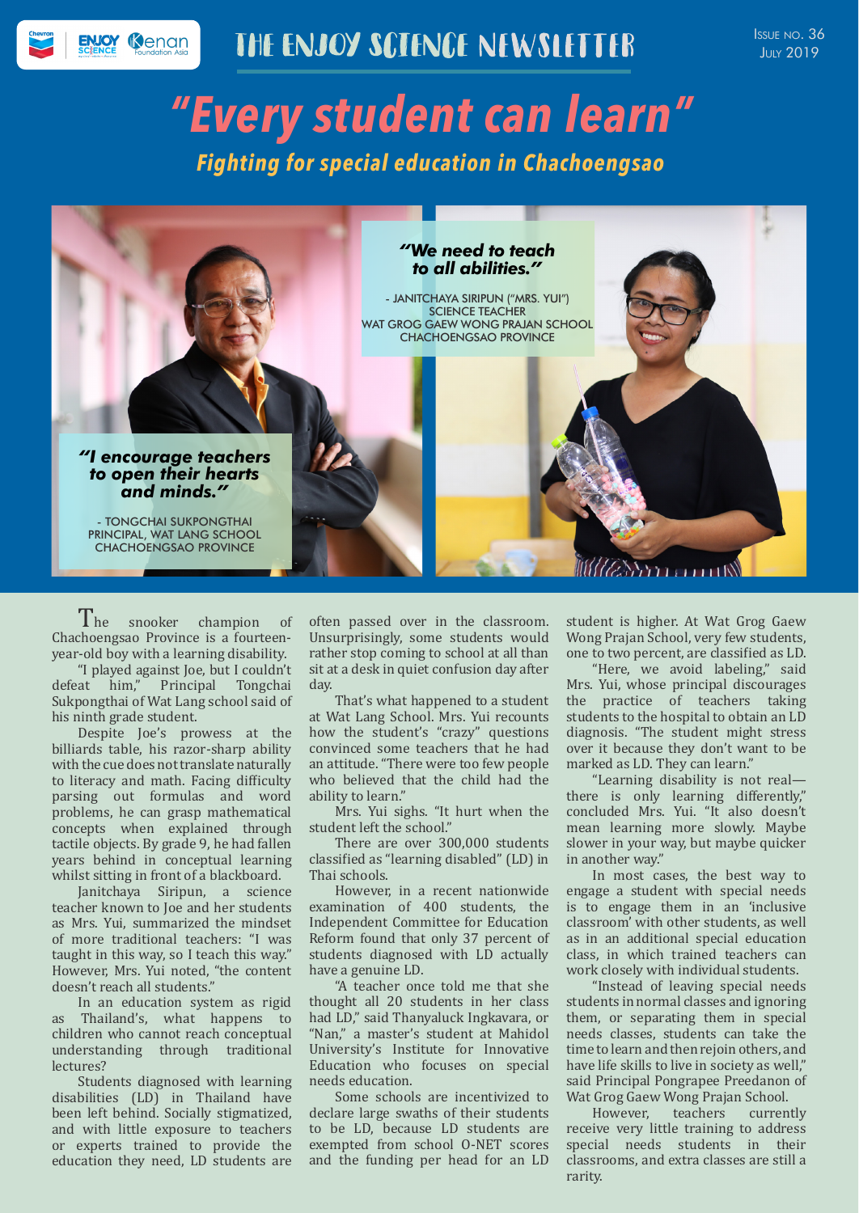# THE ENJOY SCIENCE NEWSLETTER

Issue no. 36
July 2019

# "Every student can learn"

## Fighting for special education in Chachoengsao

***"We need to teach to all abilities."***

- JANITCHAYA SIRIPUN ("MRS. YUI")
SCIENCE TEACHER
WAT GROG GAEW WONG PRAJAN SCHOOL
CHACHOENGSAO PROVINCE

***"I encourage teachers to open their hearts and minds."***

- TONGCHAI SUKPONGTHAI
PRINCIPAL, WAT LANG SCHOOL
CHACHOENGSAO PROVINCE

The snooker champion of Chachoengsao Province is a fourteen-year-old boy with a learning disability.

"I played against Joe, but I couldn't defeat him," Principal Tongchai Sukpongthai of Wat Lang school said of his ninth grade student.

Despite Joe's prowess at the billiards table, his razor-sharp ability with the cue does not translate naturally to literacy and math. Facing difficulty parsing out formulas and word problems, he can grasp mathematical concepts when explained through tactile objects. By grade 9, he had fallen years behind in conceptual learning whilst sitting in front of a blackboard.

Janitchaya Siripun, a science teacher known to Joe and her students as Mrs. Yui, summarized the mindset of more traditional teachers: "I was taught in this way, so I teach this way." However, Mrs. Yui noted, "the content doesn't reach all students."

In an education system as rigid as Thailand's, what happens to children who cannot reach conceptual understanding through traditional lectures?

Students diagnosed with learning disabilities (LD) in Thailand have been left behind. Socially stigmatized, and with little exposure to teachers or experts trained to provide the education they need, LD students are often passed over in the classroom. Unsurprisingly, some students would rather stop coming to school at all than sit at a desk in quiet confusion day after day.

That's what happened to a student at Wat Lang School. Mrs. Yui recounts how the student's "crazy" questions convinced some teachers that he had an attitude. "There were too few people who believed that the child had the ability to learn."

Mrs. Yui sighs. "It hurt when the student left the school."

There are over 300,000 students classified as "learning disabled" (LD) in Thai schools.

However, in a recent nationwide examination of 400 students, the Independent Committee for Education Reform found that only 37 percent of students diagnosed with LD actually have a genuine LD.

"A teacher once told me that she thought all 20 students in her class had LD," said Thanyaluck Ingkavara, or "Nan," a master's student at Mahidol University's Institute for Innovative Education who focuses on special needs education.

Some schools are incentivized to declare large swaths of their students to be LD, because LD students are exempted from school O-NET scores and the funding per head for an LD student is higher. At Wat Grog Gaew Wong Prajan School, very few students, one to two percent, are classified as LD.

"Here, we avoid labeling," said Mrs. Yui, whose principal discourages the practice of teachers taking students to the hospital to obtain an LD diagnosis. "The student might stress over it because they don't want to be marked as LD. They can learn."

"Learning disability is not real—there is only learning differently," concluded Mrs. Yui. "It also doesn't mean learning more slowly. Maybe slower in your way, but maybe quicker in another way."

In most cases, the best way to engage a student with special needs is to engage them in an 'inclusive classroom' with other students, as well as in an additional special education class, in which trained teachers can work closely with individual students.

"Instead of leaving special needs students in normal classes and ignoring them, or separating them in special needs classes, students can take the time to learn and then rejoin others, and have life skills to live in society as well," said Principal Pongrapee Preedanon of Wat Grog Gaew Wong Prajan School.

However, teachers currently receive very little training to address special needs students in their classrooms, and extra classes are still a rarity.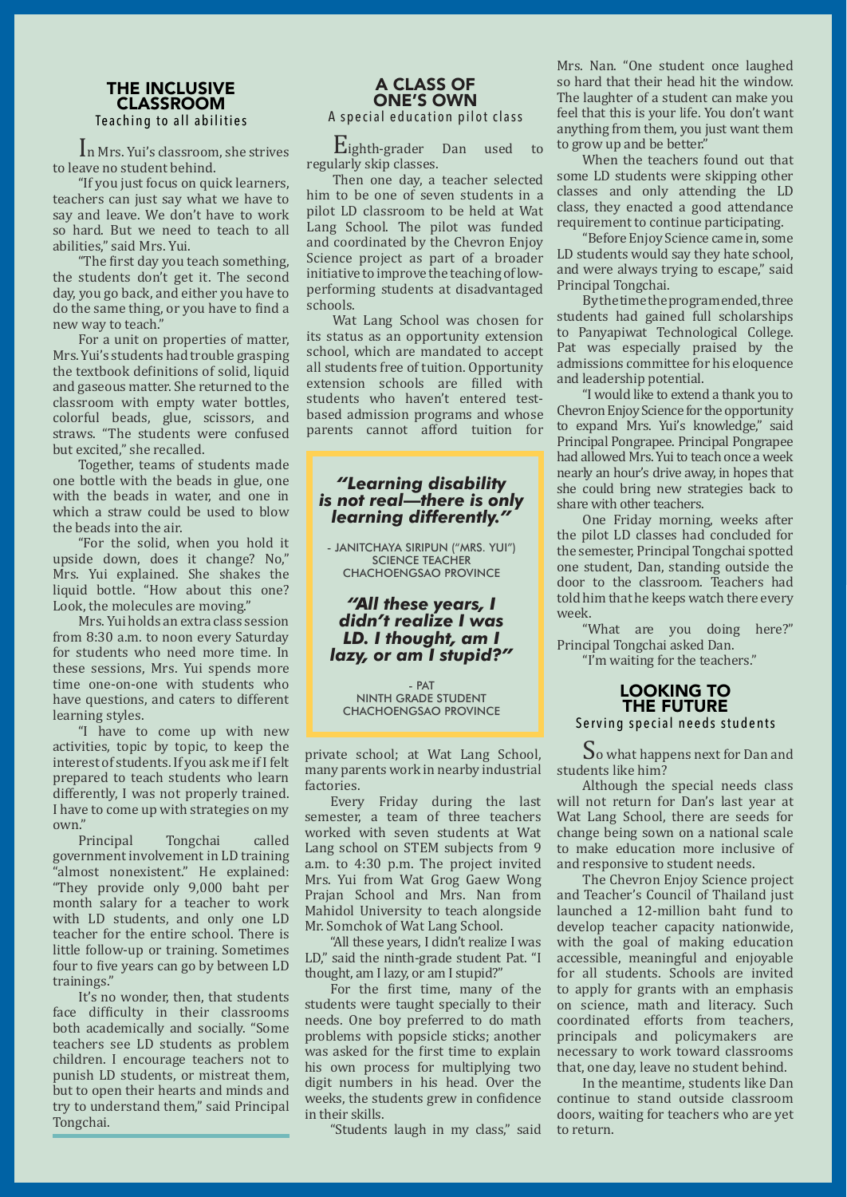## THE INCLUSIVE CLASSROOM

### Teaching to all abilities

In Mrs. Yui's classroom, she strives to leave no student behind.

"If you just focus on quick learners, teachers can just say what we have to say and leave. We don't have to work so hard. But we need to teach to all abilities," said Mrs. Yui.

"The first day you teach something, the students don't get it. The second day, you go back, and either you have to do the same thing, or you have to find a new way to teach."

For a unit on properties of matter, Mrs. Yui's students had trouble grasping the textbook definitions of solid, liquid and gaseous matter. She returned to the classroom with empty water bottles, colorful beads, glue, scissors, and straws. "The students were confused but excited," she recalled.

Together, teams of students made one bottle with the beads in glue, one with the beads in water, and one in which a straw could be used to blow the beads into the air.

"For the solid, when you hold it upside down, does it change? No," Mrs. Yui explained. She shakes the liquid bottle. "How about this one? Look, the molecules are moving."

Mrs. Yui holds an extra class session from 8:30 a.m. to noon every Saturday for students who need more time. In these sessions, Mrs. Yui spends more time one-on-one with students who have questions, and caters to different learning styles.

"I have to come up with new activities, topic by topic, to keep the interest of students. If you ask me if I felt prepared to teach students who learn differently, I was not properly trained. I have to come up with strategies on my own."

Principal Tongchai called government involvement in LD training "almost nonexistent." He explained: "They provide only 9,000 baht per month salary for a teacher to work with LD students, and only one LD teacher for the entire school. There is little follow-up or training. Sometimes four to five years can go by between LD trainings."

It's no wonder, then, that students face difficulty in their classrooms both academically and socially. "Some teachers see LD students as problem children. I encourage teachers not to punish LD students, or mistreat them, but to open their hearts and minds and try to understand them," said Principal Tongchai.

## A CLASS OF ONE'S OWN

### A special education pilot class

Eighth-grader Dan used to regularly skip classes.

Then one day, a teacher selected him to be one of seven students in a pilot LD classroom to be held at Wat Lang School. The pilot was funded and coordinated by the Chevron Enjoy Science project as part of a broader initiative to improve the teaching of low-performing students at disadvantaged schools.

Wat Lang School was chosen for its status as an opportunity extension school, which are mandated to accept all students free of tuition. Opportunity extension schools are filled with students who haven't entered test-based admission programs and whose parents cannot afford tuition for private school; at Wat Lang School, many parents work in nearby industrial factories.

> ***"Learning disability is not real—there is only learning differently."***
>
> \- JANITCHAYA SIRIPUN ("MRS. YUI")
> SCIENCE TEACHER
> CHACHOENGSAO PROVINCE
>
> ***"All these years, I didn't realize I was LD. I thought, am I lazy, or am I stupid?"***
>
> \- PAT
> NINTH GRADE STUDENT
> CHACHOENGSAO PROVINCE

Every Friday during the last semester, a team of three teachers worked with seven students at Wat Lang school on STEM subjects from 9 a.m. to 4:30 p.m. The project invited Mrs. Yui from Wat Grog Gaew Wong Prajan School and Mrs. Nan from Mahidol University to teach alongside Mr. Somchok of Wat Lang School.

"All these years, I didn't realize I was LD," said the ninth-grade student Pat. "I thought, am I lazy, or am I stupid?"

For the first time, many of the students were taught specially to their needs. One boy preferred to do math problems with popsicle sticks; another was asked for the first time to explain his own process for multiplying two digit numbers in his head. Over the weeks, the students grew in confidence in their skills.

"Students laugh in my class," said Mrs. Nan. "One student once laughed so hard that their head hit the window. The laughter of a student can make you feel that this is your life. You don't want anything from them, you just want them to grow up and be better."

When the teachers found out that some LD students were skipping other classes and only attending the LD class, they enacted a good attendance requirement to continue participating.

"Before Enjoy Science came in, some LD students would say they hate school, and were always trying to escape," said Principal Tongchai.

By the time the program ended, three students had gained full scholarships to Panyapiwat Technological College. Pat was especially praised by the admissions committee for his eloquence and leadership potential.

"I would like to extend a thank you to Chevron Enjoy Science for the opportunity to expand Mrs. Yui's knowledge," said Principal Pongrapee. Principal Pongrapee had allowed Mrs. Yui to teach once a week nearly an hour's drive away, in hopes that she could bring new strategies back to share with other teachers.

One Friday morning, weeks after the pilot LD classes had concluded for the semester, Principal Tongchai spotted one student, Dan, standing outside the door to the classroom. Teachers had told him that he keeps watch there every week.

"What are you doing here?" Principal Tongchai asked Dan.

"I'm waiting for the teachers."

## LOOKING TO THE FUTURE

### Serving special needs students

So what happens next for Dan and students like him?

Although the special needs class will not return for Dan's last year at Wat Lang School, there are seeds for change being sown on a national scale to make education more inclusive of and responsive to student needs.

The Chevron Enjoy Science project and Teacher's Council of Thailand just launched a 12-million baht fund to develop teacher capacity nationwide, with the goal of making education accessible, meaningful and enjoyable for all students. Schools are invited to apply for grants with an emphasis on science, math and literacy. Such coordinated efforts from teachers, principals and policymakers are necessary to work toward classrooms that, one day, leave no student behind.

In the meantime, students like Dan continue to stand outside classroom doors, waiting for teachers who are yet to return.